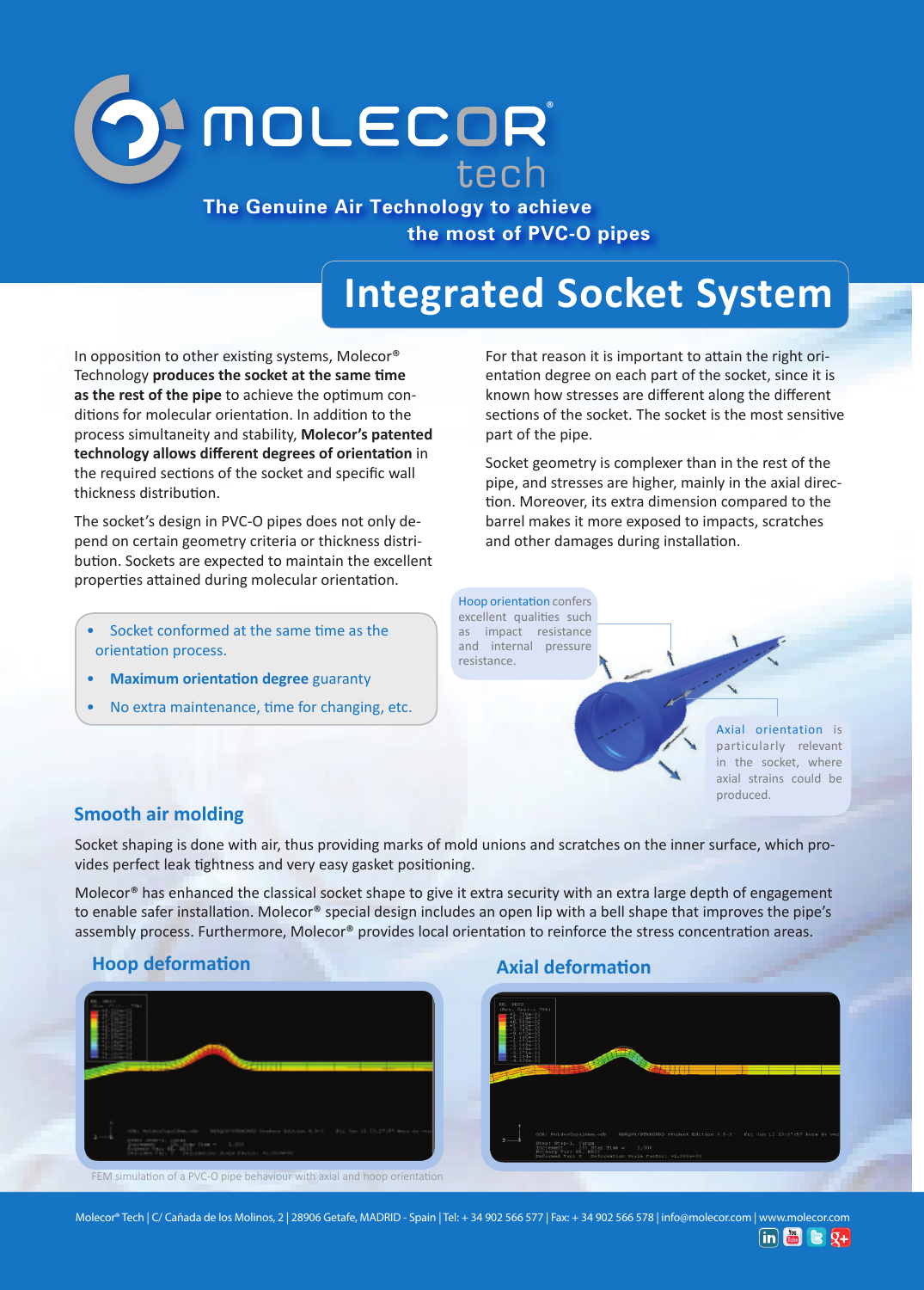# MOLECOR tech

**The Genuine Air Technology to achieve the most of PVC-O pipes**

# Integrated Socket System

In opposition to other existing systems, Molecor® Technology **produces the socket at the same time as the rest of the pipe** to achieve the optimum conditions for molecular orientation. In addition to the process simultaneity and stability, **Molecor's patented technology allows different degrees of orientation** in the required sections of the socket and specific wall thickness distribution.

The socket's design in PVC-O pipes does not only depend on certain geometry criteria or thickness distribution. Sockets are expected to maintain the excellent properties attained during molecular orientation.

- Socket conformed at the same time as the orientation process.
- **Maximum orientation degree** guaranty
- No extra maintenance, time for changing, etc.

For that reason it is important to attain the right orientation degree on each part of the socket, since it is known how stresses are different along the different sections of the socket. The socket is the most sensitive part of the pipe.

Socket geometry is complexer than in the rest of the pipe, and stresses are higher, mainly in the axial direction. Moreover, its extra dimension compared to the barrel makes it more exposed to impacts, scratches and other damages during installation.

Hoop orientation confers excellent qualities such as impact resistance and internal pressure resistance.

Axial orientation is particularly relevant in the socket, where axial strains could be produced.

## Smooth air molding

Socket shaping is done with air, thus providing marks of mold unions and scratches on the inner surface, which provides perfect leak tightness and very easy gasket positioning.

Molecor® has enhanced the classical socket shape to give it extra security with an extra large depth of engagement to enable safer installation. Molecor® special design includes an open lip with a bell shape that improves the pipe's assembly process. Furthermore, Molecor® provides local orientation to reinforce the stress concentration areas.

### Hoop deformation

### Axial deformation

FEM simulation of a PVC-O pipe behaviour with axial and hoop orientation

Molecor® Tech | C/ Cañada de los Molinos, 2 | 28906 Getafe, MADRID - Spain | Tel: + 34 902 566 577 | Fax: + 34 902 566 578 | info@molecor.com | www.molecor.com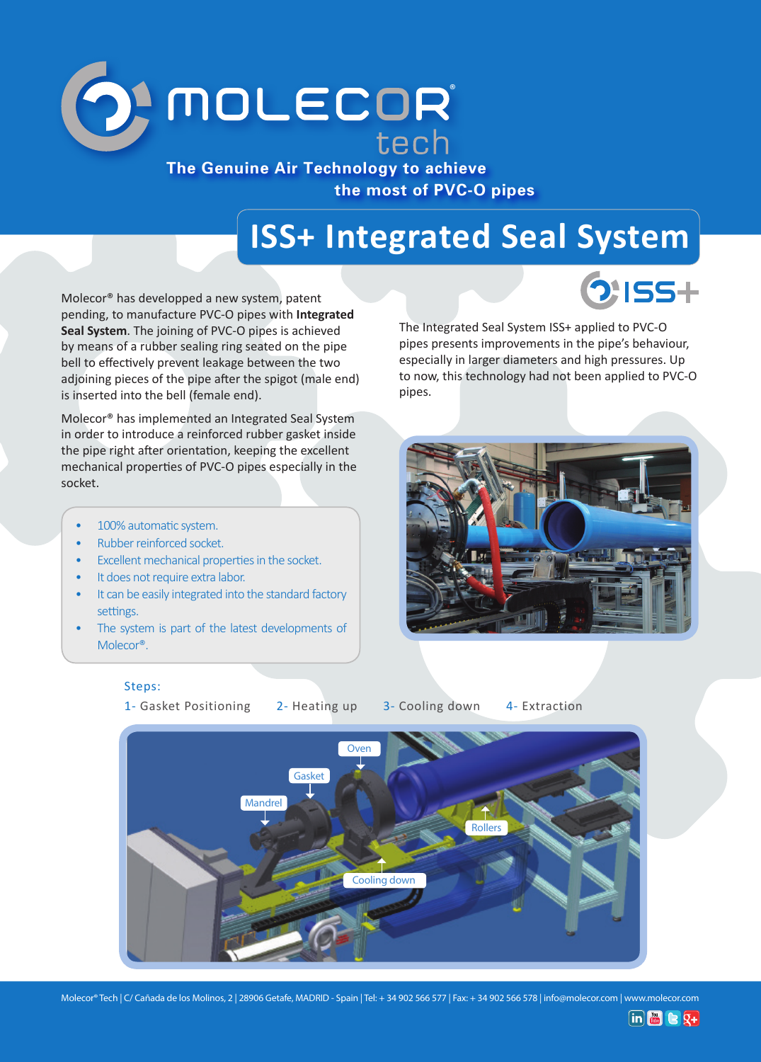# MOLECOR tech

**The Genuine Air Technology to achieve the most of PVC-O pipes**

## ISS+ Integrated Seal System

Molecor® has developped a new system, patent pending, to manufacture PVC-O pipes with **Integrated Seal System**. The joining of PVC-O pipes is achieved by means of a rubber sealing ring seated on the pipe bell to effectively prevent leakage between the two adjoining pieces of the pipe after the spigot (male end) is inserted into the bell (female end).

Molecor® has implemented an Integrated Seal System in order to introduce a reinforced rubber gasket inside the pipe right after orientation, keeping the excellent mechanical properties of PVC-O pipes especially in the socket.

- 100% automatic system.
- Rubber reinforced socket.
- Excellent mechanical properties in the socket.
- It does not require extra labor.
- It can be easily integrated into the standard factory settings.
- The system is part of the latest developments of Molecor®.

ISS+

The Integrated Seal System ISS+ applied to PVC-O pipes presents improvements in the pipe's behaviour, especially in larger diameters and high pressures. Up to now, this technology had not been applied to PVC-O pipes.

Steps:

1- Gasket Positioning 2- Heating up 3- Cooling down 4- Extraction

Oven
Gasket
Mandrel
Rollers
Cooling down

Molecor® Tech | C/ Cañada de los Molinos, 2 | 28906 Getafe, MADRID - Spain | Tel: + 34 902 566 577 | Fax: + 34 902 566 578 | info@molecor.com | www.molecor.com